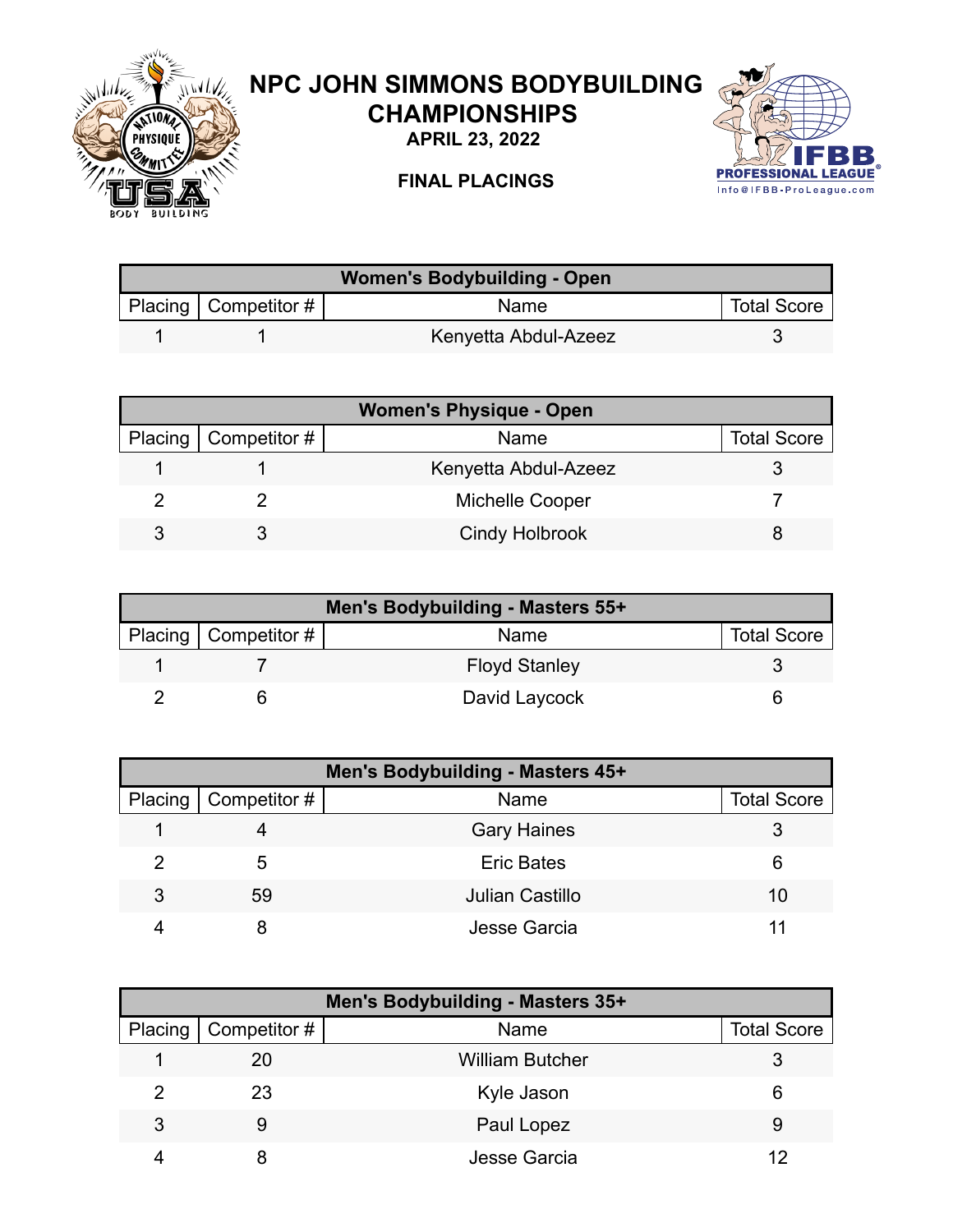# NPC JOHN SIMMONS BODYBUILDING CHAMPIONSHIPS

**APRIL 23, 2022**

**FINAL PLACINGS**

| Women's Bodybuilding - Open | | | |
|---|---|---|---|
| Placing | Competitor # | Name | Total Score |
| 1 | 1 | Kenyetta Abdul-Azeez | 3 |

| Women's Physique - Open | | | |
|---|---|---|---|
| Placing | Competitor # | Name | Total Score |
| 1 | 1 | Kenyetta Abdul-Azeez | 3 |
| 2 | 2 | Michelle Cooper | 7 |
| 3 | 3 | Cindy Holbrook | 8 |

| Men's Bodybuilding - Masters 55+ | | | |
|---|---|---|---|
| Placing | Competitor # | Name | Total Score |
| 1 | 7 | Floyd Stanley | 3 |
| 2 | 6 | David Laycock | 6 |

| Men's Bodybuilding - Masters 45+ | | | |
|---|---|---|---|
| Placing | Competitor # | Name | Total Score |
| 1 | 4 | Gary Haines | 3 |
| 2 | 5 | Eric Bates | 6 |
| 3 | 59 | Julian Castillo | 10 |
| 4 | 8 | Jesse Garcia | 11 |

| Men's Bodybuilding - Masters 35+ | | | |
|---|---|---|---|
| Placing | Competitor # | Name | Total Score |
| 1 | 20 | William Butcher | 3 |
| 2 | 23 | Kyle Jason | 6 |
| 3 | 9 | Paul Lopez | 9 |
| 4 | 8 | Jesse Garcia | 12 |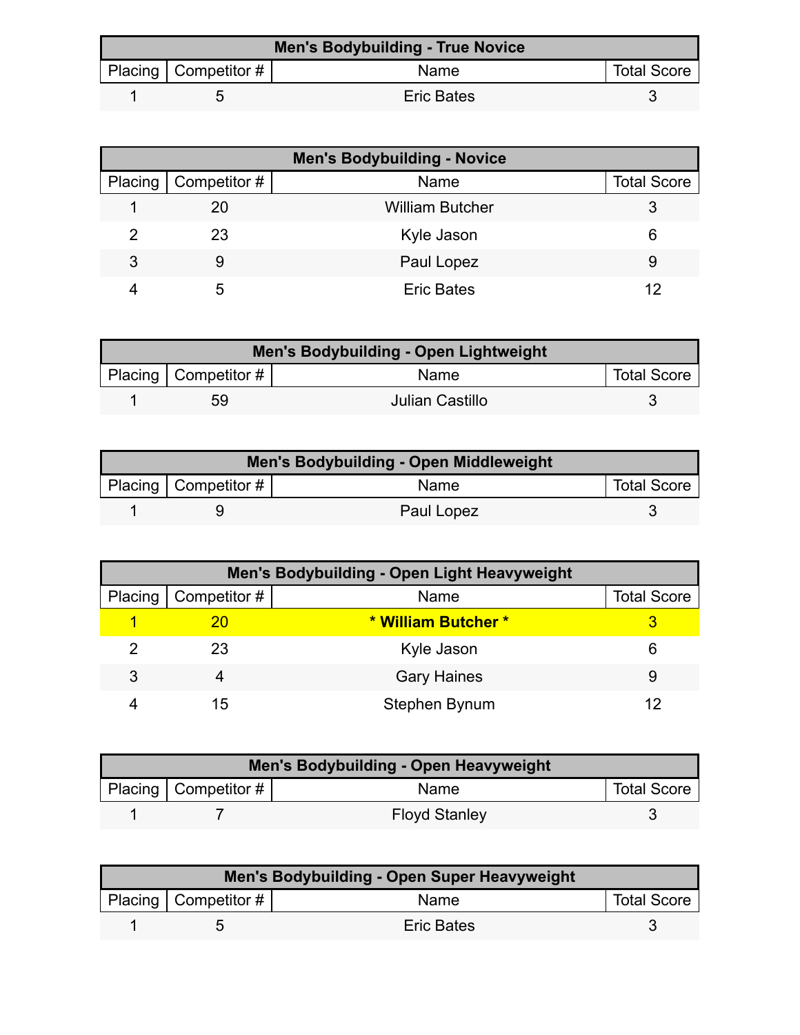| Men's Bodybuilding - True Novice | | | |
|---|---|---|---|
| Placing | Competitor # | Name | Total Score |
| 1 | 5 | Eric Bates | 3 |

| Men's Bodybuilding - Novice | | | |
|---|---|---|---|
| Placing | Competitor # | Name | Total Score |
| 1 | 20 | William Butcher | 3 |
| 2 | 23 | Kyle Jason | 6 |
| 3 | 9 | Paul Lopez | 9 |
| 4 | 5 | Eric Bates | 12 |

| Men's Bodybuilding - Open Lightweight | | | |
|---|---|---|---|
| Placing | Competitor # | Name | Total Score |
| 1 | 59 | Julian Castillo | 3 |

| Men's Bodybuilding - Open Middleweight | | | |
|---|---|---|---|
| Placing | Competitor # | Name | Total Score |
| 1 | 9 | Paul Lopez | 3 |

| Men's Bodybuilding - Open Light Heavyweight | | | |
|---|---|---|---|
| Placing | Competitor # | Name | Total Score |
| 1 | 20 | **\* William Butcher \*** | 3 |
| 2 | 23 | Kyle Jason | 6 |
| 3 | 4 | Gary Haines | 9 |
| 4 | 15 | Stephen Bynum | 12 |

| Men's Bodybuilding - Open Heavyweight | | | |
|---|---|---|---|
| Placing | Competitor # | Name | Total Score |
| 1 | 7 | Floyd Stanley | 3 |

| Men's Bodybuilding - Open Super Heavyweight | | | |
|---|---|---|---|
| Placing | Competitor # | Name | Total Score |
| 1 | 5 | Eric Bates | 3 |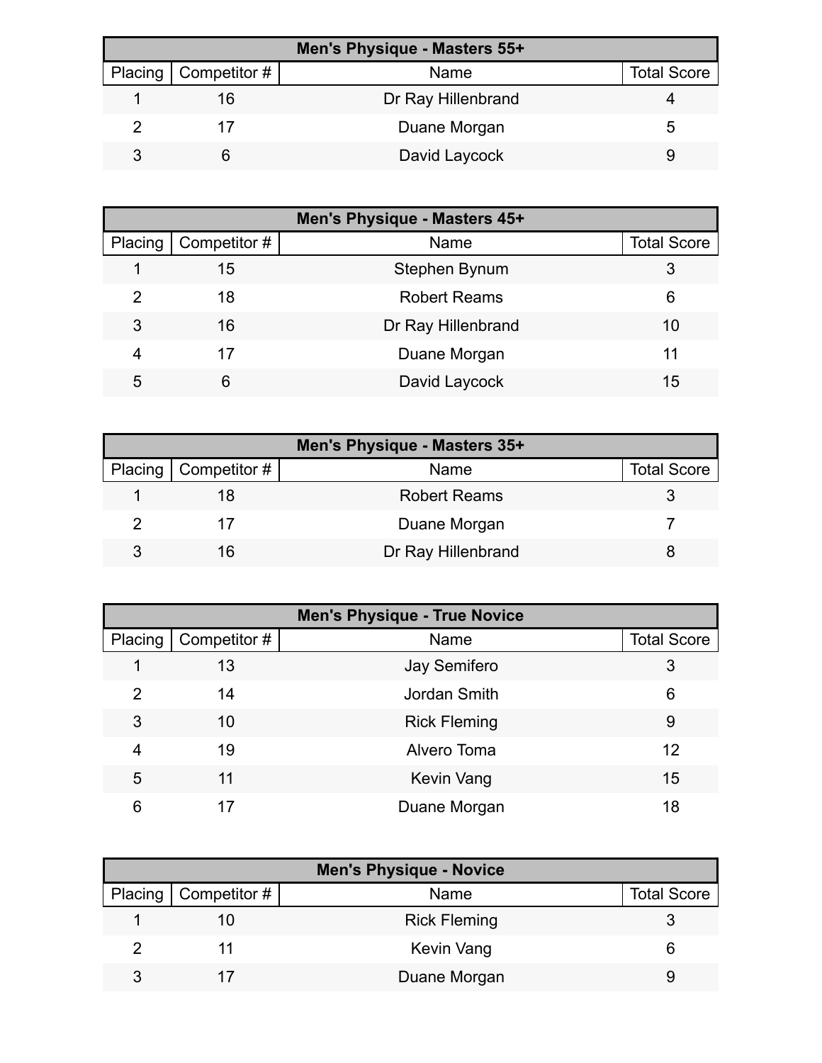| Men's Physique - Masters 55+ | | | |
|---|---|---|---|
| Placing | Competitor # | Name | Total Score |
| 1 | 16 | Dr Ray Hillenbrand | 4 |
| 2 | 17 | Duane Morgan | 5 |
| 3 | 6 | David Laycock | 9 |

| Men's Physique - Masters 45+ | | | |
|---|---|---|---|
| Placing | Competitor # | Name | Total Score |
| 1 | 15 | Stephen Bynum | 3 |
| 2 | 18 | Robert Reams | 6 |
| 3 | 16 | Dr Ray Hillenbrand | 10 |
| 4 | 17 | Duane Morgan | 11 |
| 5 | 6 | David Laycock | 15 |

| Men's Physique - Masters 35+ | | | |
|---|---|---|---|
| Placing | Competitor # | Name | Total Score |
| 1 | 18 | Robert Reams | 3 |
| 2 | 17 | Duane Morgan | 7 |
| 3 | 16 | Dr Ray Hillenbrand | 8 |

| Men's Physique - True Novice | | | |
|---|---|---|---|
| Placing | Competitor # | Name | Total Score |
| 1 | 13 | Jay Semifero | 3 |
| 2 | 14 | Jordan Smith | 6 |
| 3 | 10 | Rick Fleming | 9 |
| 4 | 19 | Alvero Toma | 12 |
| 5 | 11 | Kevin Vang | 15 |
| 6 | 17 | Duane Morgan | 18 |

| Men's Physique - Novice | | | |
|---|---|---|---|
| Placing | Competitor # | Name | Total Score |
| 1 | 10 | Rick Fleming | 3 |
| 2 | 11 | Kevin Vang | 6 |
| 3 | 17 | Duane Morgan | 9 |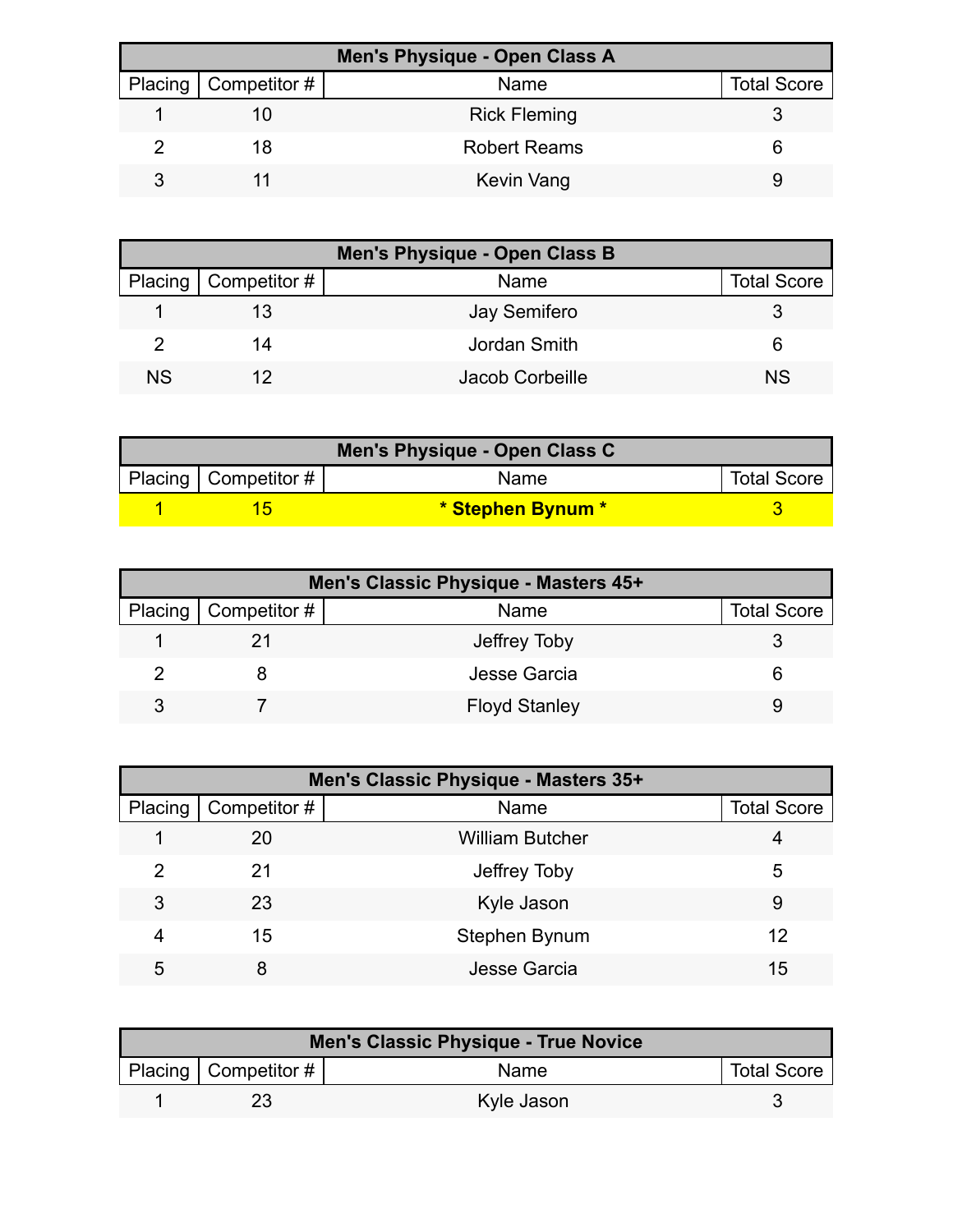| Men's Physique - Open Class A | | | |
|---|---|---|---|
| Placing | Competitor # | Name | Total Score |
| 1 | 10 | Rick Fleming | 3 |
| 2 | 18 | Robert Reams | 6 |
| 3 | 11 | Kevin Vang | 9 |

| Men's Physique - Open Class B | | | |
|---|---|---|---|
| Placing | Competitor # | Name | Total Score |
| 1 | 13 | Jay Semifero | 3 |
| 2 | 14 | Jordan Smith | 6 |
| NS | 12 | Jacob Corbeille | NS |

| Men's Physique - Open Class C | | | |
|---|---|---|---|
| Placing | Competitor # | Name | Total Score |
| 1 | 15 | **\* Stephen Bynum \*** | 3 |

| Men's Classic Physique - Masters 45+ | | | |
|---|---|---|---|
| Placing | Competitor # | Name | Total Score |
| 1 | 21 | Jeffrey Toby | 3 |
| 2 | 8 | Jesse Garcia | 6 |
| 3 | 7 | Floyd Stanley | 9 |

| Men's Classic Physique - Masters 35+ | | | |
|---|---|---|---|
| Placing | Competitor # | Name | Total Score |
| 1 | 20 | William Butcher | 4 |
| 2 | 21 | Jeffrey Toby | 5 |
| 3 | 23 | Kyle Jason | 9 |
| 4 | 15 | Stephen Bynum | 12 |
| 5 | 8 | Jesse Garcia | 15 |

| Men's Classic Physique - True Novice | | | |
|---|---|---|---|
| Placing | Competitor # | Name | Total Score |
| 1 | 23 | Kyle Jason | 3 |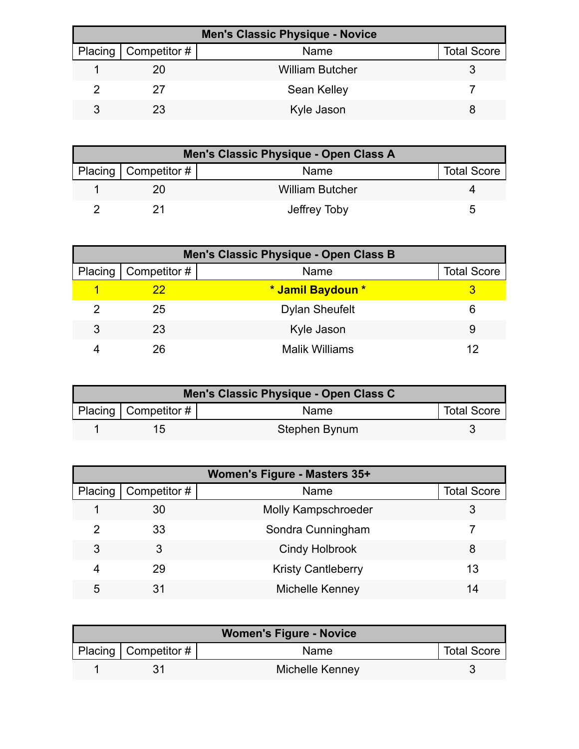| Men's Classic Physique - Novice | | | |
|---|---|---|---|
| Placing | Competitor # | Name | Total Score |
| 1 | 20 | William Butcher | 3 |
| 2 | 27 | Sean Kelley | 7 |
| 3 | 23 | Kyle Jason | 8 |

| Men's Classic Physique - Open Class A | | | |
|---|---|---|---|
| Placing | Competitor # | Name | Total Score |
| 1 | 20 | William Butcher | 4 |
| 2 | 21 | Jeffrey Toby | 5 |

| Men's Classic Physique - Open Class B | | | |
|---|---|---|---|
| Placing | Competitor # | Name | Total Score |
| 1 | 22 | **\* Jamil Baydoun \*** | 3 |
| 2 | 25 | Dylan Sheufelt | 6 |
| 3 | 23 | Kyle Jason | 9 |
| 4 | 26 | Malik Williams | 12 |

| Men's Classic Physique - Open Class C | | | |
|---|---|---|---|
| Placing | Competitor # | Name | Total Score |
| 1 | 15 | Stephen Bynum | 3 |

| Women's Figure - Masters 35+ | | | |
|---|---|---|---|
| Placing | Competitor # | Name | Total Score |
| 1 | 30 | Molly Kampschroeder | 3 |
| 2 | 33 | Sondra Cunningham | 7 |
| 3 | 3 | Cindy Holbrook | 8 |
| 4 | 29 | Kristy Cantleberry | 13 |
| 5 | 31 | Michelle Kenney | 14 |

| Women's Figure - Novice | | | |
|---|---|---|---|
| Placing | Competitor # | Name | Total Score |
| 1 | 31 | Michelle Kenney | 3 |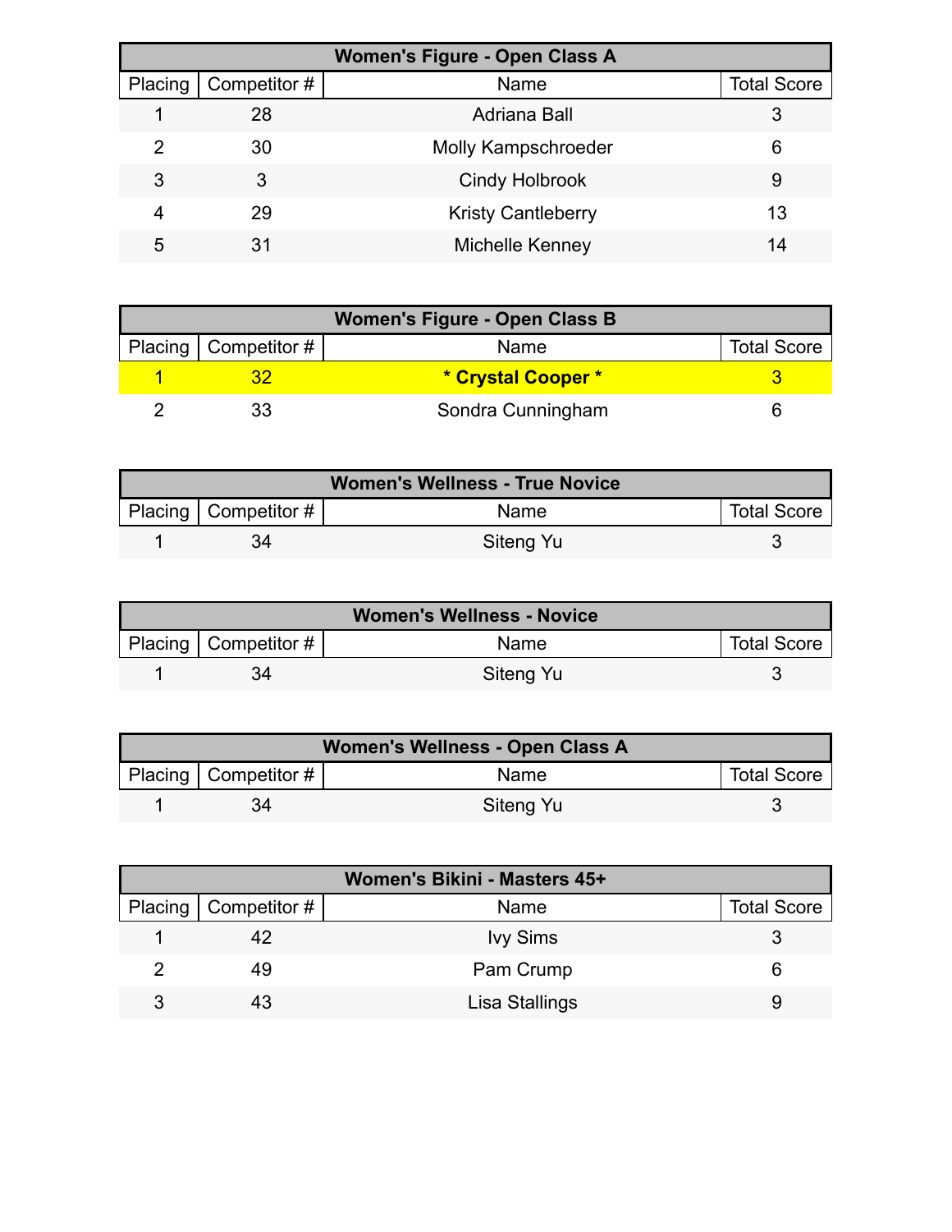| Women's Figure - Open Class A | | | |
|---|---|---|---|
| Placing | Competitor # | Name | Total Score |
| 1 | 28 | Adriana Ball | 3 |
| 2 | 30 | Molly Kampschroeder | 6 |
| 3 | 3 | Cindy Holbrook | 9 |
| 4 | 29 | Kristy Cantleberry | 13 |
| 5 | 31 | Michelle Kenney | 14 |

| Women's Figure - Open Class B | | | |
|---|---|---|---|
| Placing | Competitor # | Name | Total Score |
| **1** | **32** | *** Crystal Cooper *** | **3** |
| 2 | 33 | Sondra Cunningham | 6 |

| Women's Wellness - True Novice | | | |
|---|---|---|---|
| Placing | Competitor # | Name | Total Score |
| 1 | 34 | Siteng Yu | 3 |

| Women's Wellness - Novice | | | |
|---|---|---|---|
| Placing | Competitor # | Name | Total Score |
| 1 | 34 | Siteng Yu | 3 |

| Women's Wellness - Open Class A | | | |
|---|---|---|---|
| Placing | Competitor # | Name | Total Score |
| 1 | 34 | Siteng Yu | 3 |

| Women's Bikini - Masters 45+ | | | |
|---|---|---|---|
| Placing | Competitor # | Name | Total Score |
| 1 | 42 | Ivy Sims | 3 |
| 2 | 49 | Pam Crump | 6 |
| 3 | 43 | Lisa Stallings | 9 |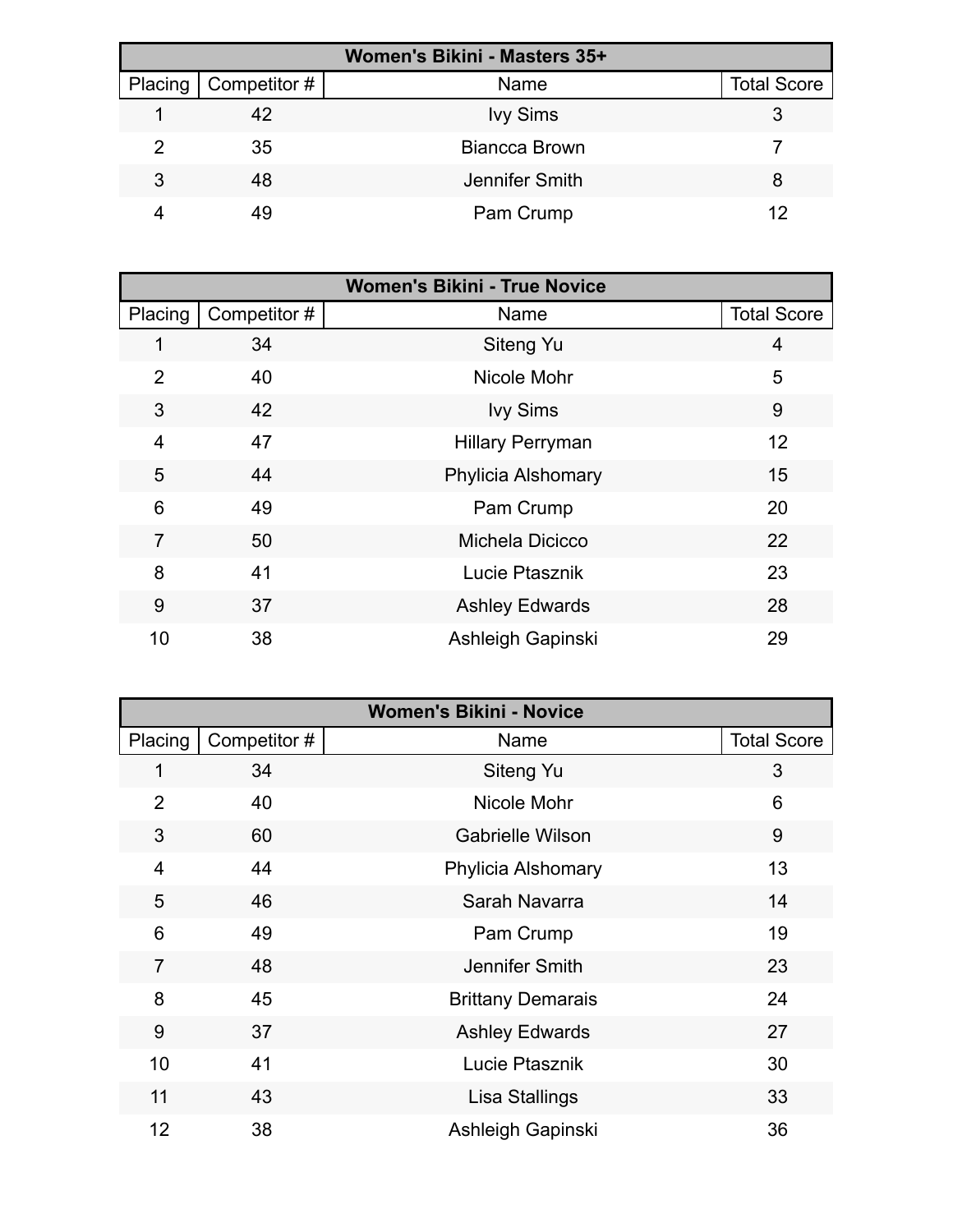| Women's Bikini - Masters 35+ | | | |
|---|---|---|---|
| Placing | Competitor # | Name | Total Score |
| 1 | 42 | Ivy Sims | 3 |
| 2 | 35 | Biancca Brown | 7 |
| 3 | 48 | Jennifer Smith | 8 |
| 4 | 49 | Pam Crump | 12 |

| Women's Bikini - True Novice | | | |
|---|---|---|---|
| Placing | Competitor # | Name | Total Score |
| 1 | 34 | Siteng Yu | 4 |
| 2 | 40 | Nicole Mohr | 5 |
| 3 | 42 | Ivy Sims | 9 |
| 4 | 47 | Hillary Perryman | 12 |
| 5 | 44 | Phylicia Alshomary | 15 |
| 6 | 49 | Pam Crump | 20 |
| 7 | 50 | Michela Dicicco | 22 |
| 8 | 41 | Lucie Ptasznik | 23 |
| 9 | 37 | Ashley Edwards | 28 |
| 10 | 38 | Ashleigh Gapinski | 29 |

| Women's Bikini - Novice | | | |
|---|---|---|---|
| Placing | Competitor # | Name | Total Score |
| 1 | 34 | Siteng Yu | 3 |
| 2 | 40 | Nicole Mohr | 6 |
| 3 | 60 | Gabrielle Wilson | 9 |
| 4 | 44 | Phylicia Alshomary | 13 |
| 5 | 46 | Sarah Navarra | 14 |
| 6 | 49 | Pam Crump | 19 |
| 7 | 48 | Jennifer Smith | 23 |
| 8 | 45 | Brittany Demarais | 24 |
| 9 | 37 | Ashley Edwards | 27 |
| 10 | 41 | Lucie Ptasznik | 30 |
| 11 | 43 | Lisa Stallings | 33 |
| 12 | 38 | Ashleigh Gapinski | 36 |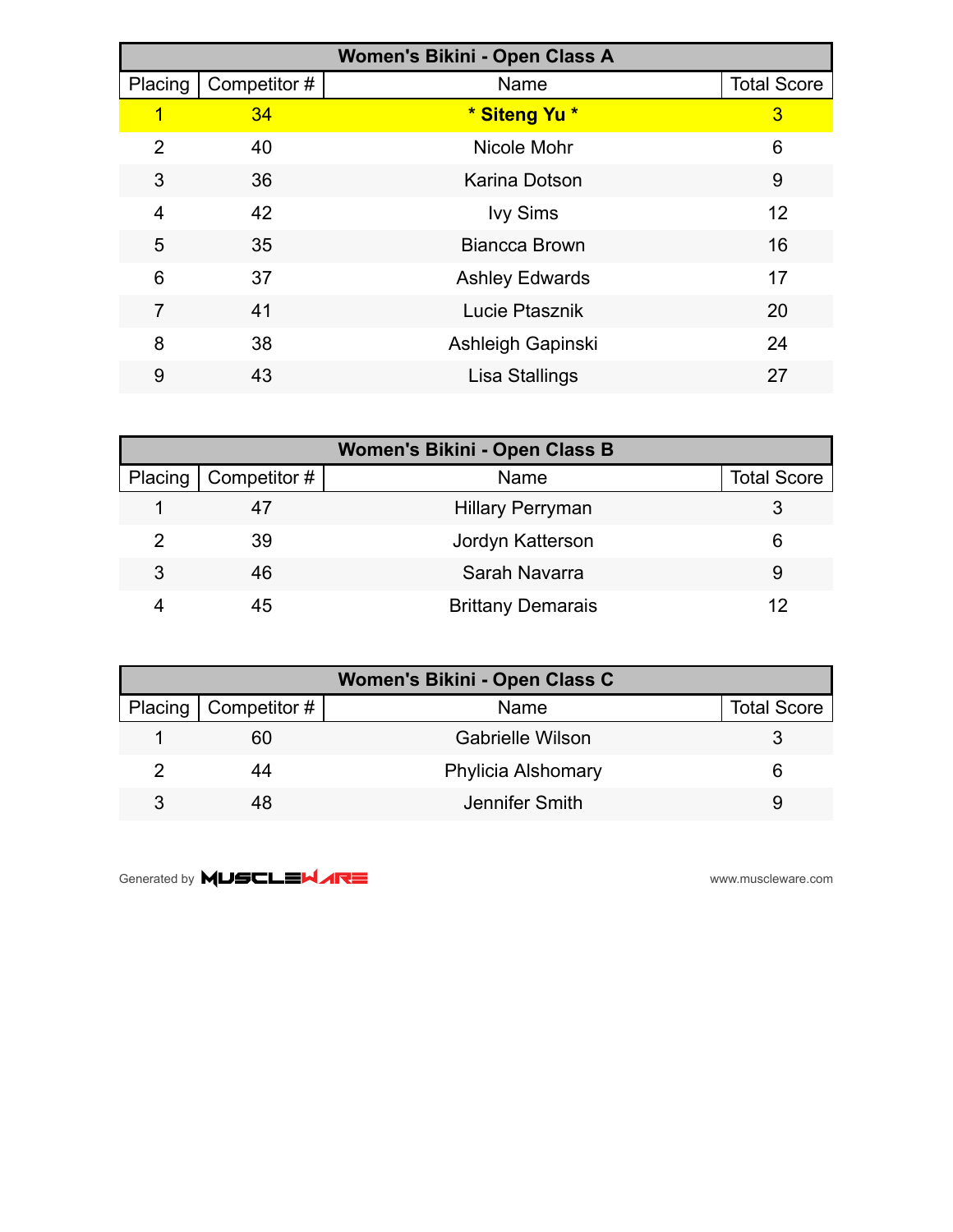| Women's Bikini - Open Class A | | | |
|---|---|---|---|
| Placing | Competitor # | Name | Total Score |
| 1 | 34 | **\* Siteng Yu \*** | 3 |
| 2 | 40 | Nicole Mohr | 6 |
| 3 | 36 | Karina Dotson | 9 |
| 4 | 42 | Ivy Sims | 12 |
| 5 | 35 | Biancca Brown | 16 |
| 6 | 37 | Ashley Edwards | 17 |
| 7 | 41 | Lucie Ptasznik | 20 |
| 8 | 38 | Ashleigh Gapinski | 24 |
| 9 | 43 | Lisa Stallings | 27 |

| Women's Bikini - Open Class B | | | |
|---|---|---|---|
| Placing | Competitor # | Name | Total Score |
| 1 | 47 | Hillary Perryman | 3 |
| 2 | 39 | Jordyn Katterson | 6 |
| 3 | 46 | Sarah Navarra | 9 |
| 4 | 45 | Brittany Demarais | 12 |

| Women's Bikini - Open Class C | | | |
|---|---|---|---|
| Placing | Competitor # | Name | Total Score |
| 1 | 60 | Gabrielle Wilson | 3 |
| 2 | 44 | Phylicia Alshomary | 6 |
| 3 | 48 | Jennifer Smith | 9 |

Generated by MUSCLEWARE

www.muscleware.com